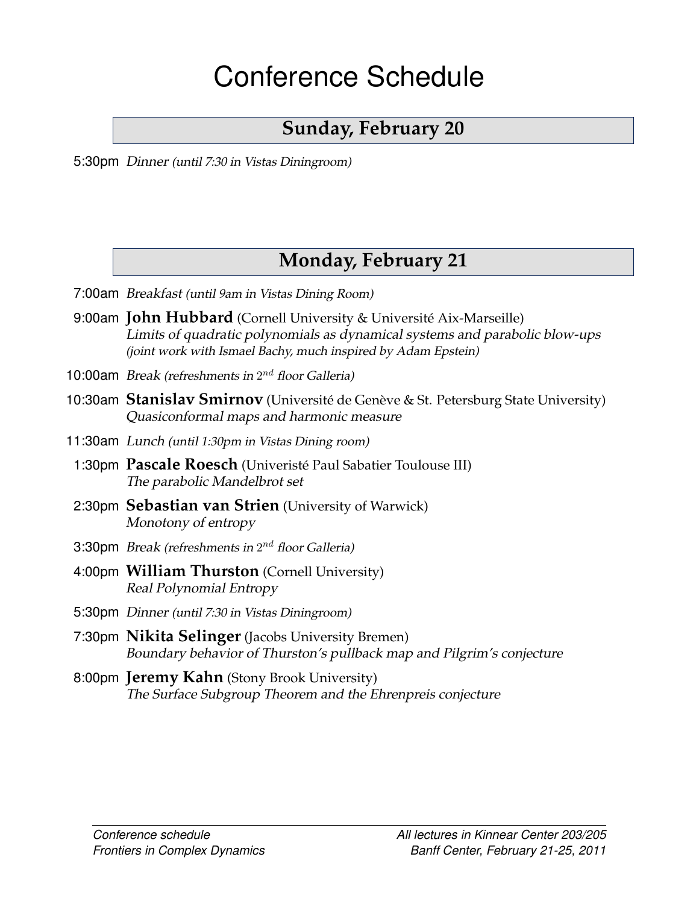# Conference Schedule

## Sunday, February 20

5:30pm *Dinner (until 7:30 in Vistas Diningroom)*

## Monday, February 21

7:00am *Breakfast (until 9am in Vistas Dining Room)*

9:00am **John Hubbard** (Cornell University & Université Aix-Marseille)
*Limits of quadratic polynomials as dynamical systems and parabolic blow-ups*
*(joint work with Ismael Bachy, much inspired by Adam Epstein)*

10:00am *Break (refreshments in $2^{nd}$ floor Galleria)*

10:30am **Stanislav Smirnov** (Université de Genève & St. Petersburg State University)
*Quasiconformal maps and harmonic measure*

11:30am *Lunch (until 1:30pm in Vistas Dining room)*

1:30pm **Pascale Roesch** (Univeristé Paul Sabatier Toulouse III)
*The parabolic Mandelbrot set*

2:30pm **Sebastian van Strien** (University of Warwick)
*Monotony of entropy*

3:30pm *Break (refreshments in $2^{nd}$ floor Galleria)*

4:00pm **William Thurston** (Cornell University)
*Real Polynomial Entropy*

5:30pm *Dinner (until 7:30 in Vistas Diningroom)*

7:30pm **Nikita Selinger** (Jacobs University Bremen)
*Boundary behavior of Thurston's pullback map and Pilgrim's conjecture*

8:00pm **Jeremy Kahn** (Stony Brook University)
*The Surface Subgroup Theorem and the Ehrenpreis conjecture*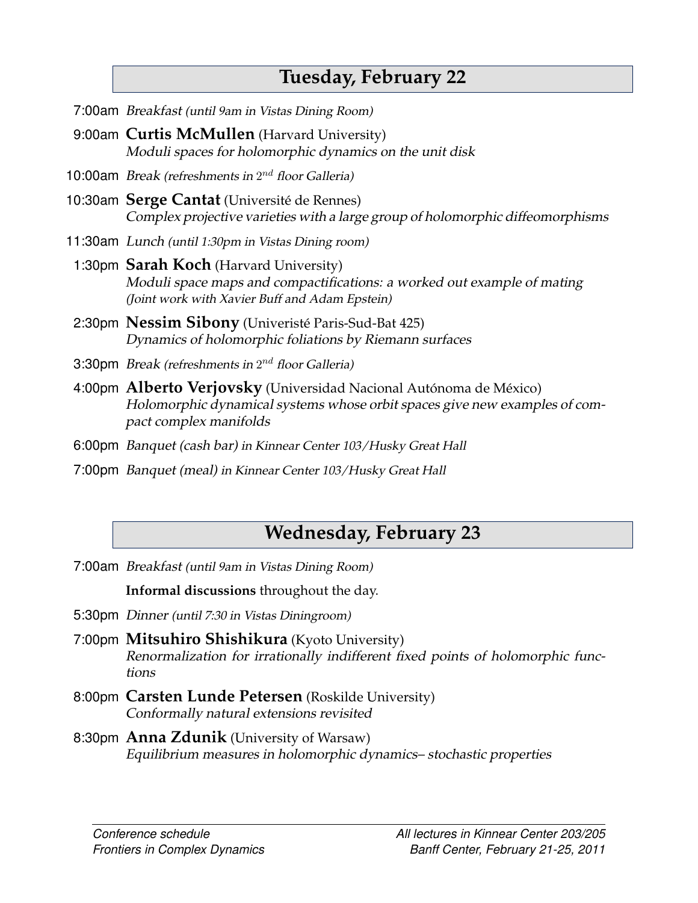## Tuesday, February 22

7:00am *Breakfast (until 9am in Vistas Dining Room)*

9:00am **Curtis McMullen** (Harvard University)
*Moduli spaces for holomorphic dynamics on the unit disk*

10:00am *Break (refreshments in $2^{nd}$ floor Galleria)*

10:30am **Serge Cantat** (Université de Rennes)
*Complex projective varieties with a large group of holomorphic diffeomorphisms*

11:30am *Lunch (until 1:30pm in Vistas Dining room)*

1:30pm **Sarah Koch** (Harvard University)
*Moduli space maps and compactifications: a worked out example of mating*
*(Joint work with Xavier Buff and Adam Epstein)*

2:30pm **Nessim Sibony** (Univeristé Paris-Sud-Bat 425)
*Dynamics of holomorphic foliations by Riemann surfaces*

3:30pm *Break (refreshments in $2^{nd}$ floor Galleria)*

4:00pm **Alberto Verjovsky** (Universidad Nacional Autónoma de México)
*Holomorphic dynamical systems whose orbit spaces give new examples of compact complex manifolds*

6:00pm *Banquet (cash bar) in Kinnear Center 103/Husky Great Hall*

7:00pm *Banquet (meal) in Kinnear Center 103/Husky Great Hall*

## Wednesday, February 23

7:00am *Breakfast (until 9am in Vistas Dining Room)*

**Informal discussions** throughout the day.

5:30pm *Dinner (until 7:30 in Vistas Diningroom)*

7:00pm **Mitsuhiro Shishikura** (Kyoto University)
*Renormalization for irrationally indifferent fixed points of holomorphic functions*

8:00pm **Carsten Lunde Petersen** (Roskilde University)
*Conformally natural extensions revisited*

8:30pm **Anna Zdunik** (University of Warsaw)
*Equilibrium measures in holomorphic dynamics– stochastic properties*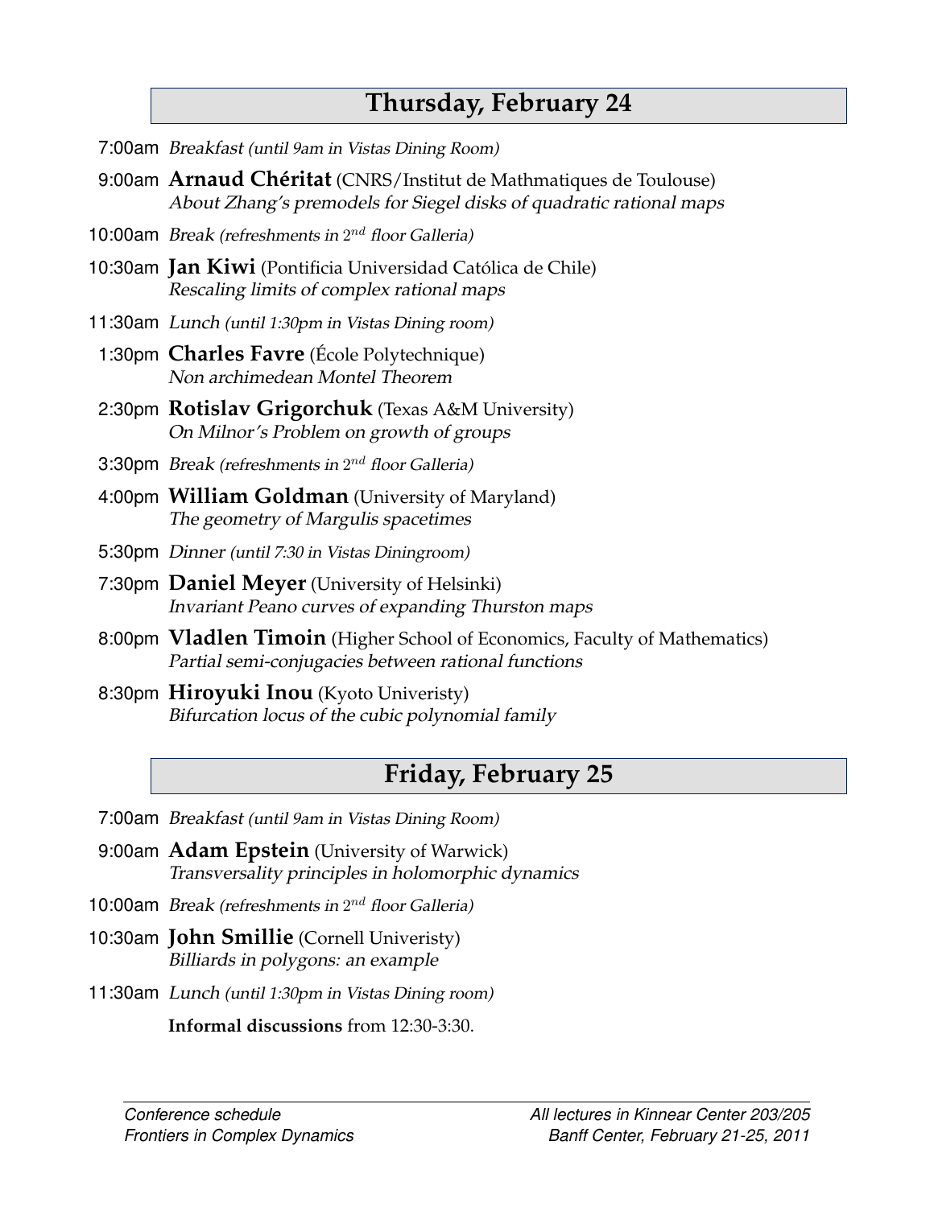## Thursday, February 24

7:00am *Breakfast (until 9am in Vistas Dining Room)*

9:00am **Arnaud Chéritat** (CNRS/Institut de Mathmatiques de Toulouse)
*About Zhang's premodels for Siegel disks of quadratic rational maps*

10:00am *Break (refreshments in 2nd floor Galleria)*

10:30am **Jan Kiwi** (Pontificia Universidad Católica de Chile)
*Rescaling limits of complex rational maps*

11:30am *Lunch (until 1:30pm in Vistas Dining room)*

1:30pm **Charles Favre** (École Polytechnique)
*Non archimedean Montel Theorem*

2:30pm **Rotislav Grigorchuk** (Texas A&M University)
*On Milnor's Problem on growth of groups*

3:30pm *Break (refreshments in 2nd floor Galleria)*

4:00pm **William Goldman** (University of Maryland)
*The geometry of Margulis spacetimes*

5:30pm *Dinner (until 7:30 in Vistas Diningroom)*

7:30pm **Daniel Meyer** (University of Helsinki)
*Invariant Peano curves of expanding Thurston maps*

8:00pm **Vladlen Timoin** (Higher School of Economics, Faculty of Mathematics)
*Partial semi-conjugacies between rational functions*

8:30pm **Hiroyuki Inou** (Kyoto Univeristy)
*Bifurcation locus of the cubic polynomial family*

## Friday, February 25

7:00am *Breakfast (until 9am in Vistas Dining Room)*

9:00am **Adam Epstein** (University of Warwick)
*Transversality principles in holomorphic dynamics*

10:00am *Break (refreshments in 2nd floor Galleria)*

10:30am **John Smillie** (Cornell Univeristy)
*Billiards in polygons: an example*

11:30am *Lunch (until 1:30pm in Vistas Dining room)*

**Informal discussions** from 12:30-3:30.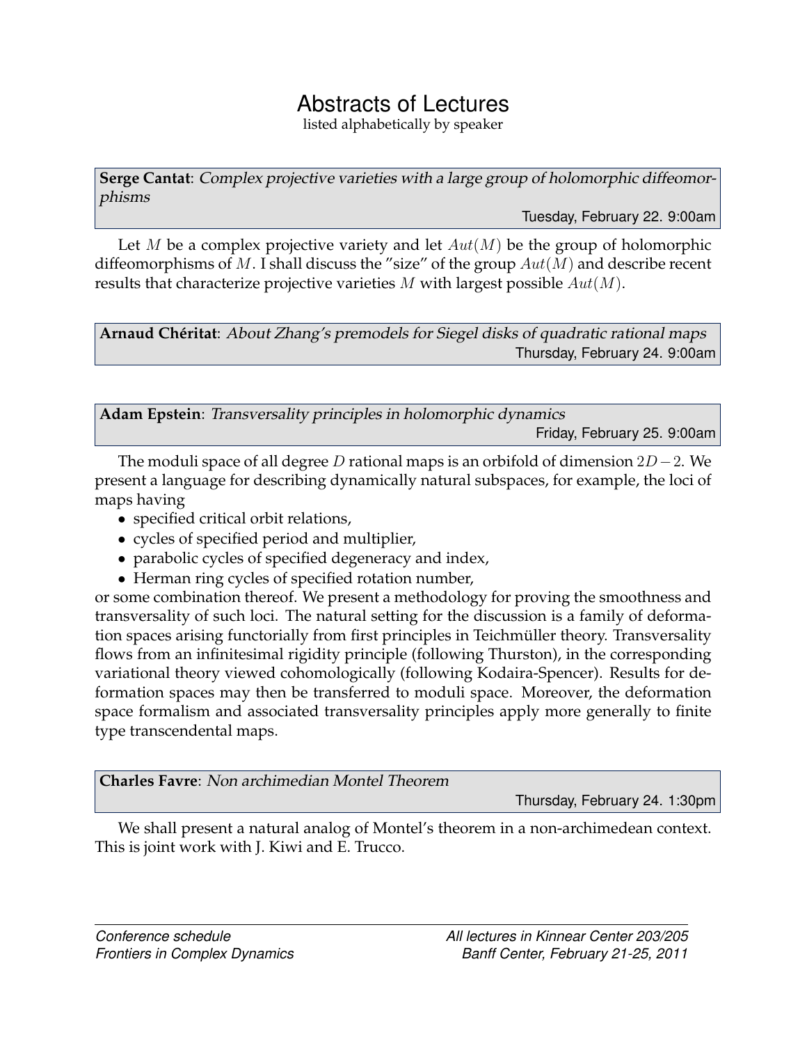# Abstracts of Lectures

listed alphabetically by speaker

**Serge Cantat**: *Complex projective varieties with a large group of holomorphic diffeomorphisms*

Tuesday, February 22. 9:00am

Let $M$ be a complex projective variety and let $Aut(M)$ be the group of holomorphic diffeomorphisms of $M$. I shall discuss the "size" of the group $Aut(M)$ and describe recent results that characterize projective varieties $M$ with largest possible $Aut(M)$.

**Arnaud Chéritat**: *About Zhang's premodels for Siegel disks of quadratic rational maps*

Thursday, February 24. 9:00am

**Adam Epstein**: *Transversality principles in holomorphic dynamics*

Friday, February 25. 9:00am

The moduli space of all degree $D$ rational maps is an orbifold of dimension $2D-2$. We present a language for describing dynamically natural subspaces, for example, the loci of maps having

- specified critical orbit relations,
- cycles of specified period and multiplier,
- parabolic cycles of specified degeneracy and index,
- Herman ring cycles of specified rotation number,

or some combination thereof. We present a methodology for proving the smoothness and transversality of such loci. The natural setting for the discussion is a family of deformation spaces arising functorially from first principles in Teichmüller theory. Transversality flows from an infinitesimal rigidity principle (following Thurston), in the corresponding variational theory viewed cohomologically (following Kodaira-Spencer). Results for deformation spaces may then be transferred to moduli space. Moreover, the deformation space formalism and associated transversality principles apply more generally to finite type transcendental maps.

**Charles Favre**: *Non archimedian Montel Theorem*

Thursday, February 24. 1:30pm

We shall present a natural analog of Montel's theorem in a non-archimedean context. This is joint work with J. Kiwi and E. Trucco.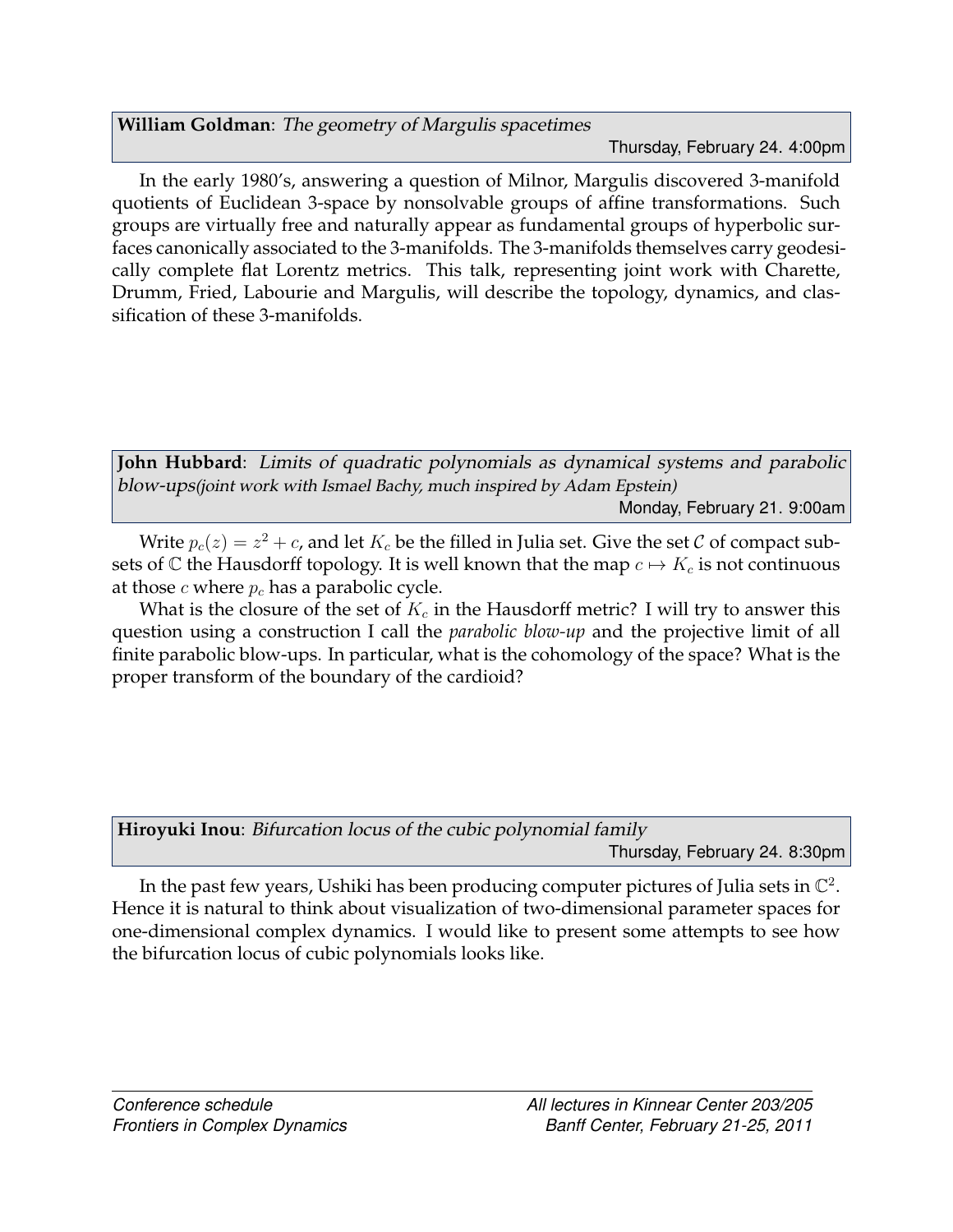**William Goldman**: *The geometry of Margulis spacetimes*

Thursday, February 24. 4:00pm

In the early 1980's, answering a question of Milnor, Margulis discovered 3-manifold quotients of Euclidean 3-space by nonsolvable groups of affine transformations. Such groups are virtually free and naturally appear as fundamental groups of hyperbolic surfaces canonically associated to the 3-manifolds. The 3-manifolds themselves carry geodesically complete flat Lorentz metrics. This talk, representing joint work with Charette, Drumm, Fried, Labourie and Margulis, will describe the topology, dynamics, and classification of these 3-manifolds.

**John Hubbard**: *Limits of quadratic polynomials as dynamical systems and parabolic blow-ups(joint work with Ismael Bachy, much inspired by Adam Epstein)*

Monday, February 21. 9:00am

Write $p_c(z) = z^2 + c$, and let $K_c$ be the filled in Julia set. Give the set $\mathcal{C}$ of compact subsets of $\mathbb{C}$ the Hausdorff topology. It is well known that the map $c \mapsto K_c$ is not continuous at those $c$ where $p_c$ has a parabolic cycle.

What is the closure of the set of $K_c$ in the Hausdorff metric? I will try to answer this question using a construction I call the *parabolic blow-up* and the projective limit of all finite parabolic blow-ups. In particular, what is the cohomology of the space? What is the proper transform of the boundary of the cardioid?

**Hiroyuki Inou**: *Bifurcation locus of the cubic polynomial family*

Thursday, February 24. 8:30pm

In the past few years, Ushiki has been producing computer pictures of Julia sets in $\mathbb{C}^2$. Hence it is natural to think about visualization of two-dimensional parameter spaces for one-dimensional complex dynamics. I would like to present some attempts to see how the bifurcation locus of cubic polynomials looks like.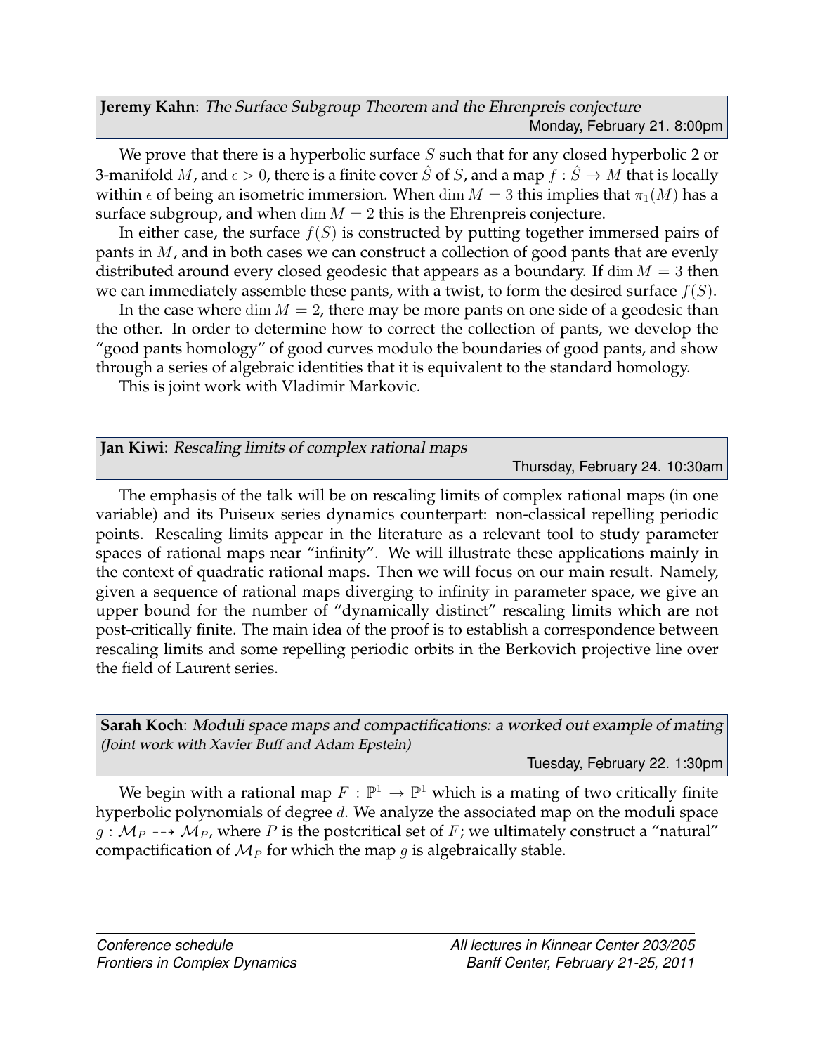**Jeremy Kahn**: *The Surface Subgroup Theorem and the Ehrenpreis conjecture*

Monday, February 21. 8:00pm

We prove that there is a hyperbolic surface $S$ such that for any closed hyperbolic 2 or 3-manifold $M$, and $\epsilon > 0$, there is a finite cover $\hat{S}$ of $S$, and a map $f : \hat{S} \to M$ that is locally within $\epsilon$ of being an isometric immersion. When $\dim M = 3$ this implies that $\pi_1(M)$ has a surface subgroup, and when $\dim M = 2$ this is the Ehrenpreis conjecture.

In either case, the surface $f(S)$ is constructed by putting together immersed pairs of pants in $M$, and in both cases we can construct a collection of good pants that are evenly distributed around every closed geodesic that appears as a boundary. If $\dim M = 3$ then we can immediately assemble these pants, with a twist, to form the desired surface $f(S)$.

In the case where $\dim M = 2$, there may be more pants on one side of a geodesic than the other. In order to determine how to correct the collection of pants, we develop the "good pants homology" of good curves modulo the boundaries of good pants, and show through a series of algebraic identities that it is equivalent to the standard homology.

This is joint work with Vladimir Markovic.

**Jan Kiwi**: *Rescaling limits of complex rational maps*

Thursday, February 24. 10:30am

The emphasis of the talk will be on rescaling limits of complex rational maps (in one variable) and its Puiseux series dynamics counterpart: non-classical repelling periodic points. Rescaling limits appear in the literature as a relevant tool to study parameter spaces of rational maps near "infinity". We will illustrate these applications mainly in the context of quadratic rational maps. Then we will focus on our main result. Namely, given a sequence of rational maps diverging to infinity in parameter space, we give an upper bound for the number of "dynamically distinct" rescaling limits which are not post-critically finite. The main idea of the proof is to establish a correspondence between rescaling limits and some repelling periodic orbits in the Berkovich projective line over the field of Laurent series.

**Sarah Koch**: *Moduli space maps and compactifications: a worked out example of mating (Joint work with Xavier Buff and Adam Epstein)*

Tuesday, February 22. 1:30pm

We begin with a rational map $F : \mathbb{P}^1 \to \mathbb{P}^1$ which is a mating of two critically finite hyperbolic polynomials of degree $d$. We analyze the associated map on the moduli space $g : \mathcal{M}_P \dashrightarrow \mathcal{M}_P$, where $P$ is the postcritical set of $F$; we ultimately construct a "natural" compactification of $\mathcal{M}_P$ for which the map $g$ is algebraically stable.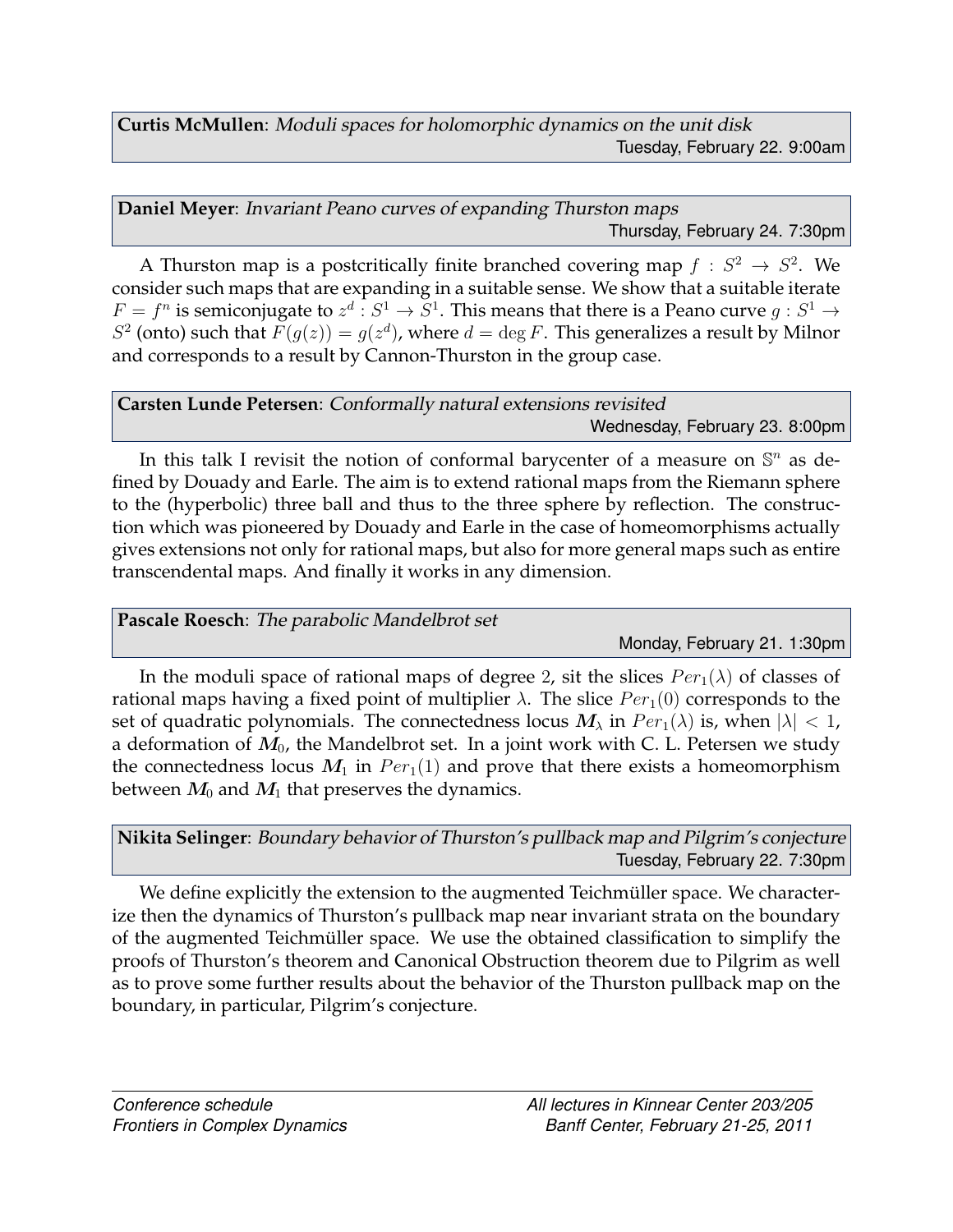**Curtis McMullen**: *Moduli spaces for holomorphic dynamics on the unit disk*
Tuesday, February 22. 9:00am

**Daniel Meyer**: *Invariant Peano curves of expanding Thurston maps*
Thursday, February 24. 7:30pm

A Thurston map is a postcritically finite branched covering map $f : S^2 \to S^2$. We consider such maps that are expanding in a suitable sense. We show that a suitable iterate $F = f^n$ is semiconjugate to $z^d : S^1 \to S^1$. This means that there is a Peano curve $g : S^1 \to S^2$ (onto) such that $F(g(z)) = g(z^d)$, where $d = \deg F$. This generalizes a result by Milnor and corresponds to a result by Cannon-Thurston in the group case.

**Carsten Lunde Petersen**: *Conformally natural extensions revisited*
Wednesday, February 23. 8:00pm

In this talk I revisit the notion of conformal barycenter of a measure on $\mathbb{S}^n$ as defined by Douady and Earle. The aim is to extend rational maps from the Riemann sphere to the (hyperbolic) three ball and thus to the three sphere by reflection. The construction which was pioneered by Douady and Earle in the case of homeomorphisms actually gives extensions not only for rational maps, but also for more general maps such as entire transcendental maps. And finally it works in any dimension.

**Pascale Roesch**: *The parabolic Mandelbrot set*
Monday, February 21. 1:30pm

In the moduli space of rational maps of degree 2, sit the slices $Per_1(\lambda)$ of classes of rational maps having a fixed point of multiplier $\lambda$. The slice $Per_1(0)$ corresponds to the set of quadratic polynomials. The connectedness locus $\boldsymbol{M}_\lambda$ in $Per_1(\lambda)$ is, when $|\lambda| < 1$, a deformation of $\boldsymbol{M}_0$, the Mandelbrot set. In a joint work with C. L. Petersen we study the connectedness locus $\boldsymbol{M}_1$ in $Per_1(1)$ and prove that there exists a homeomorphism between $\boldsymbol{M}_0$ and $\boldsymbol{M}_1$ that preserves the dynamics.

**Nikita Selinger**: *Boundary behavior of Thurston's pullback map and Pilgrim's conjecture*
Tuesday, February 22. 7:30pm

We define explicitly the extension to the augmented Teichmüller space. We characterize then the dynamics of Thurston's pullback map near invariant strata on the boundary of the augmented Teichmüller space. We use the obtained classification to simplify the proofs of Thurston's theorem and Canonical Obstruction theorem due to Pilgrim as well as to prove some further results about the behavior of the Thurston pullback map on the boundary, in particular, Pilgrim's conjecture.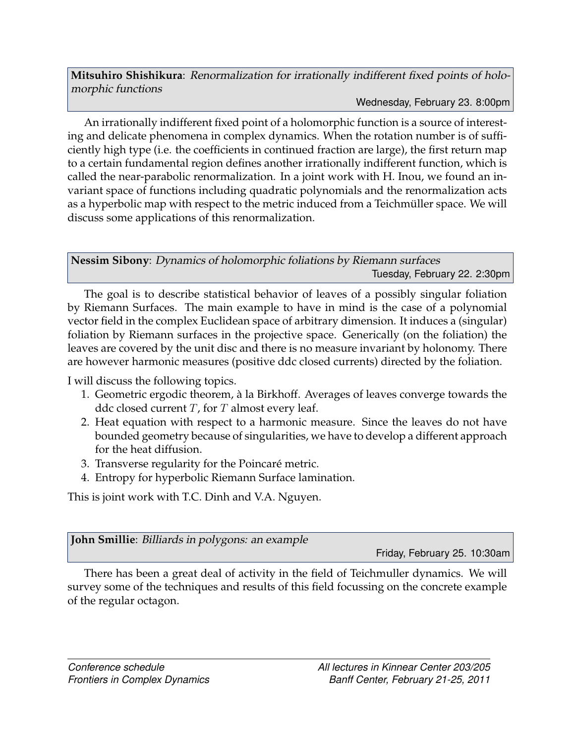**Mitsuhiro Shishikura**: *Renormalization for irrationally indifferent fixed points of holomorphic functions*

Wednesday, February 23. 8:00pm

An irrationally indifferent fixed point of a holomorphic function is a source of interesting and delicate phenomena in complex dynamics. When the rotation number is of sufficiently high type (i.e. the coefficients in continued fraction are large), the first return map to a certain fundamental region defines another irrationally indifferent function, which is called the near-parabolic renormalization. In a joint work with H. Inou, we found an invariant space of functions including quadratic polynomials and the renormalization acts as a hyperbolic map with respect to the metric induced from a Teichmüller space. We will discuss some applications of this renormalization.

**Nessim Sibony**: *Dynamics of holomorphic foliations by Riemann surfaces*

Tuesday, February 22. 2:30pm

The goal is to describe statistical behavior of leaves of a possibly singular foliation by Riemann Surfaces. The main example to have in mind is the case of a polynomial vector field in the complex Euclidean space of arbitrary dimension. It induces a (singular) foliation by Riemann surfaces in the projective space. Generically (on the foliation) the leaves are covered by the unit disc and there is no measure invariant by holonomy. There are however harmonic measures (positive ddc closed currents) directed by the foliation.

I will discuss the following topics.

1. Geometric ergodic theorem, à la Birkhoff. Averages of leaves converge towards the ddc closed current $T$, for $T$ almost every leaf.
2. Heat equation with respect to a harmonic measure. Since the leaves do not have bounded geometry because of singularities, we have to develop a different approach for the heat diffusion.
3. Transverse regularity for the Poincaré metric.
4. Entropy for hyperbolic Riemann Surface lamination.

This is joint work with T.C. Dinh and V.A. Nguyen.

**John Smillie**: *Billiards in polygons: an example*

Friday, February 25. 10:30am

There has been a great deal of activity in the field of Teichmuller dynamics. We will survey some of the techniques and results of this field focussing on the concrete example of the regular octagon.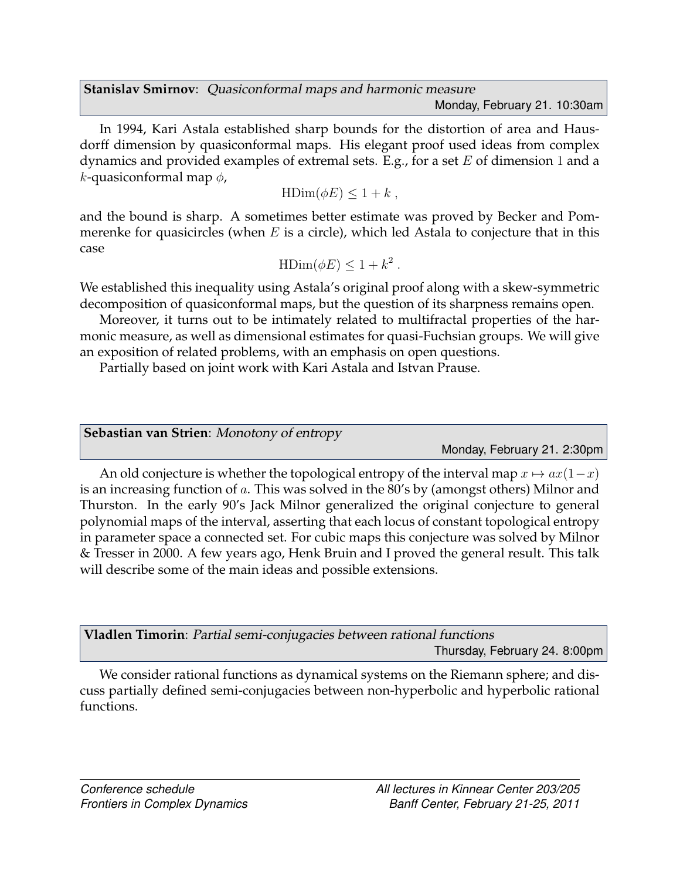**Stanislav Smirnov**: *Quasiconformal maps and harmonic measure*

Monday, February 21. 10:30am

In 1994, Kari Astala established sharp bounds for the distortion of area and Hausdorff dimension by quasiconformal maps. His elegant proof used ideas from complex dynamics and provided examples of extremal sets. E.g., for a set $E$ of dimension 1 and a $k$-quasiconformal map $\phi$,

$$\mathrm{HDim}(\phi E) \leq 1 + k \ ,$$

and the bound is sharp. A sometimes better estimate was proved by Becker and Pommerenke for quasicircles (when $E$ is a circle), which led Astala to conjecture that in this case

$$\mathrm{HDim}(\phi E) \leq 1 + k^2 \ .$$

We established this inequality using Astala's original proof along with a skew-symmetric decomposition of quasiconformal maps, but the question of its sharpness remains open.

Moreover, it turns out to be intimately related to multifractal properties of the harmonic measure, as well as dimensional estimates for quasi-Fuchsian groups. We will give an exposition of related problems, with an emphasis on open questions.

Partially based on joint work with Kari Astala and Istvan Prause.

**Sebastian van Strien**: *Monotony of entropy*

Monday, February 21. 2:30pm

An old conjecture is whether the topological entropy of the interval map $x \mapsto ax(1-x)$ is an increasing function of $a$. This was solved in the 80's by (amongst others) Milnor and Thurston. In the early 90's Jack Milnor generalized the original conjecture to general polynomial maps of the interval, asserting that each locus of constant topological entropy in parameter space a connected set. For cubic maps this conjecture was solved by Milnor & Tresser in 2000. A few years ago, Henk Bruin and I proved the general result. This talk will describe some of the main ideas and possible extensions.

**Vladlen Timorin**: *Partial semi-conjugacies between rational functions*

Thursday, February 24. 8:00pm

We consider rational functions as dynamical systems on the Riemann sphere; and discuss partially defined semi-conjugacies between non-hyperbolic and hyperbolic rational functions.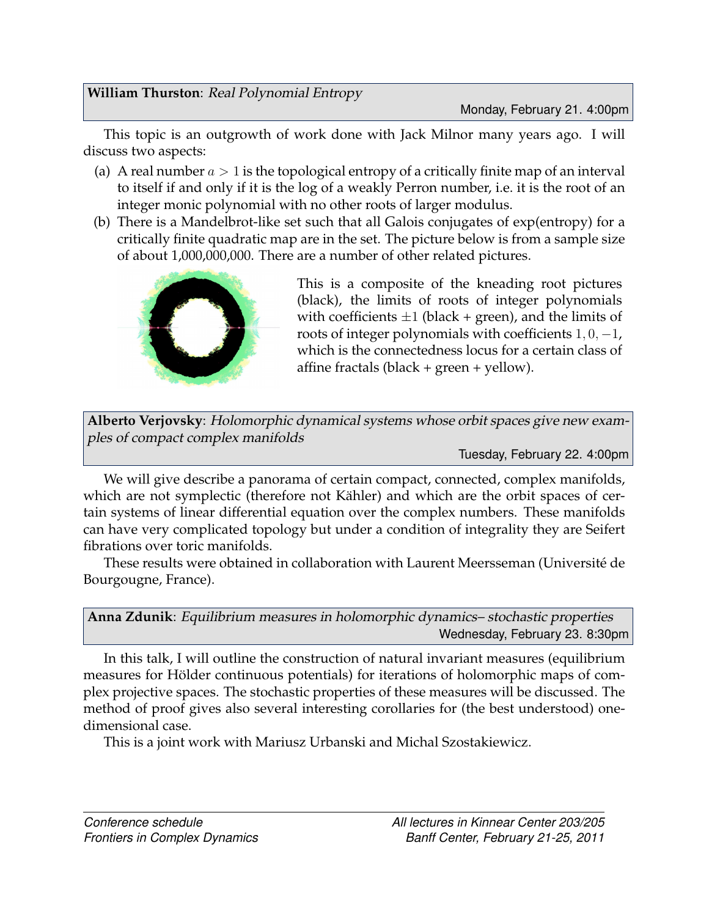**William Thurston**: *Real Polynomial Entropy*

Monday, February 21. 4:00pm

This topic is an outgrowth of work done with Jack Milnor many years ago. I will discuss two aspects:

(a) A real number $a > 1$ is the topological entropy of a critically finite map of an interval to itself if and only if it is the log of a weakly Perron number, i.e. it is the root of an integer monic polynomial with no other roots of larger modulus.

(b) There is a Mandelbrot-like set such that all Galois conjugates of exp(entropy) for a critically finite quadratic map are in the set. The picture below is from a sample size of about 1,000,000,000. There are a number of other related pictures.

This is a composite of the kneading root pictures (black), the limits of roots of integer polynomials with coefficients $\pm 1$ (black + green), and the limits of roots of integer polynomials with coefficients $1, 0, -1$, which is the connectedness locus for a certain class of affine fractals (black + green + yellow).

**Alberto Verjovsky**: *Holomorphic dynamical systems whose orbit spaces give new examples of compact complex manifolds*

Tuesday, February 22. 4:00pm

We will give describe a panorama of certain compact, connected, complex manifolds, which are not symplectic (therefore not Kähler) and which are the orbit spaces of certain systems of linear differential equation over the complex numbers. These manifolds can have very complicated topology but under a condition of integrality they are Seifert fibrations over toric manifolds.

These results were obtained in collaboration with Laurent Meersseman (Université de Bourgougne, France).

**Anna Zdunik**: *Equilibrium measures in holomorphic dynamics– stochastic properties*

Wednesday, February 23. 8:30pm

In this talk, I will outline the construction of natural invariant measures (equilibrium measures for Hölder continuous potentials) for iterations of holomorphic maps of complex projective spaces. The stochastic properties of these measures will be discussed. The method of proof gives also several interesting corollaries for (the best understood) one-dimensional case.

This is a joint work with Mariusz Urbanski and Michal Szostakiewicz.